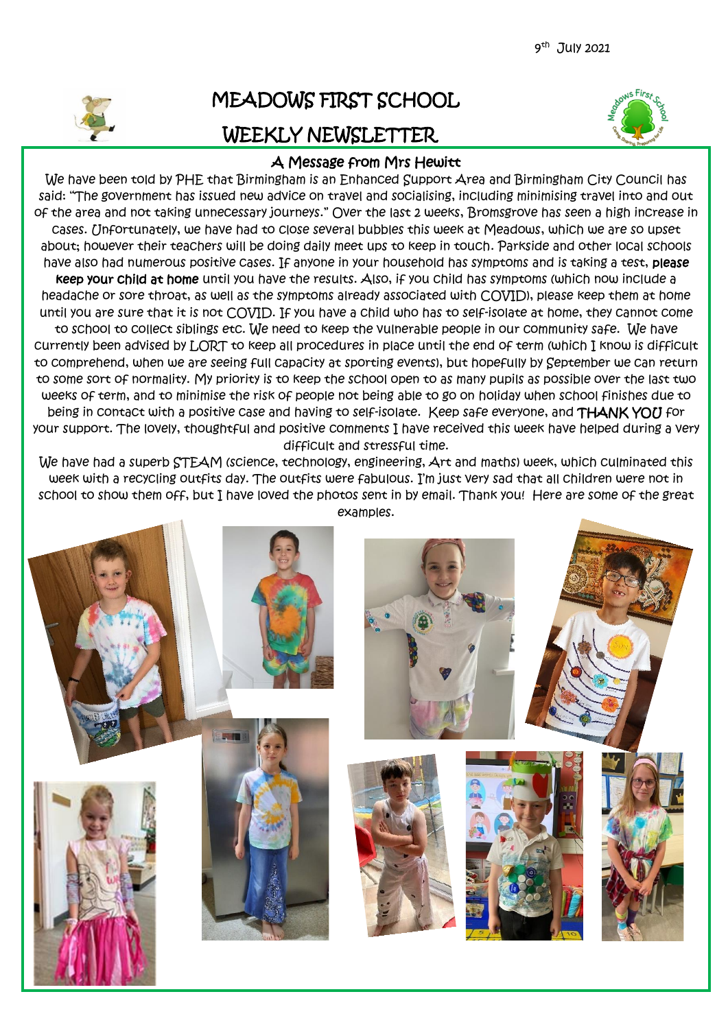9th July 2021

# MEADOWS FIRST SCHOOL

# WEEKLY NEWSLETTER

## A Message from Mrs Hewitt

We have been told by PHE that Birmingham is an Enhanced Support Area and Birmingham City Council has said: "The government has issued new advice on travel and socialising, including minimising travel into and out of the area and not taking unnecessary journeys." Over the last 2 weeks, Bromsgrove has seen a high increase in cases. Unfortunately, we have had to close several bubbles this week at Meadows, which we are so upset about; however their teachers will be doing daily meet ups to keep in touch. Parkside and other local schools have also had numerous positive cases. If anyone in your household has symptoms and is taking a test, **please keep your child at home** until you have the results. Also, if you child has symptoms (which now include a headache or sore throat, as well as the symptoms already associated with COVID), please keep them at home until you are sure that it is not COVID. If you have a child who has to self-isolate at home, they cannot come to school to collect siblings etc. We need to keep the vulnerable people in our community safe. We have currently been advised by LORT to keep all procedures in place until the end of term (which I know is difficult to comprehend, when we are seeing full capacity at sporting events), but hopefully by September we can return to some sort of normality. My priority is to keep the school open to as many pupils as possible over the last two weeks of term, and to minimise the risk of people not being able to go on holiday when school finishes due to being in contact with a positive case and having to self-isolate. Keep safe everyone, and THANK YOU for your support. The lovely, thoughtful and positive comments I have received this week have helped during a very difficult and stressful time.

We have had a superb STEAM (science, technology, engineering, Art and maths) week, which culminated this week with a recycling outfits day. The outfits were fabulous. I'm just very sad that all children were not in school to show them off, but I have loved the photos sent in by email. Thank you! Here are some of the great examples.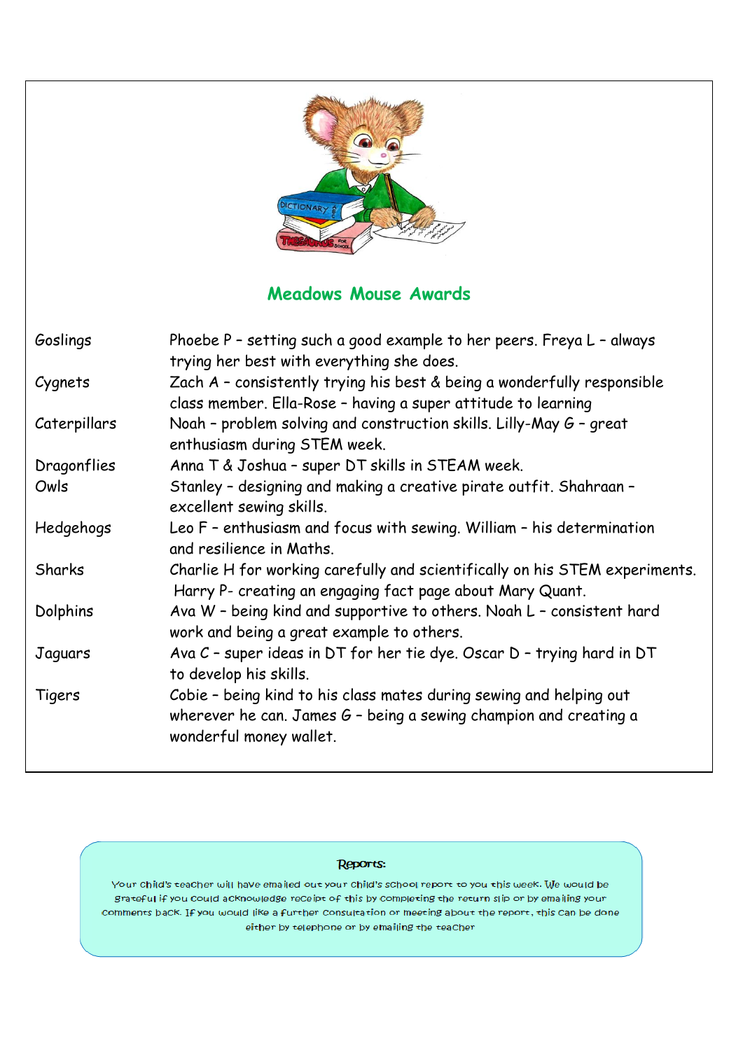## Meadows Mouse Awards

| Class | Awards |
|---|---|
| Goslings | Phoebe P – setting such a good example to her peers. Freya L – always trying her best with everything she does. |
| Cygnets | Zach A – consistently trying his best & being a wonderfully responsible class member. Ella-Rose – having a super attitude to learning |
| Caterpillars | Noah – problem solving and construction skills. Lilly-May G – great enthusiasm during STEM week. |
| Dragonflies | Anna T & Joshua – super DT skills in STEAM week. |
| Owls | Stanley – designing and making a creative pirate outfit. Shahraan – excellent sewing skills. |
| Hedgehogs | Leo F – enthusiasm and focus with sewing. William – his determination and resilience in Maths. |
| Sharks | Charlie H for working carefully and scientifically on his STEM experiments. Harry P- creating an engaging fact page about Mary Quant. |
| Dolphins | Ava W – being kind and supportive to others. Noah L – consistent hard work and being a great example to others. |
| Jaguars | Ava C – super ideas in DT for her tie dye. Oscar D – trying hard in DT to develop his skills. |
| Tigers | Cobie – being kind to his class mates during sewing and helping out wherever he can. James G – being a sewing champion and creating a wonderful money wallet. |

**Reports:**

Your child's teacher will have emailed out your child's school report to you this week. We would be grateful if you could acknowledge receipt of this by completing the return slip or by emailing your comments back. If you would like a further consultation or meeting about the report, this can be done either by telephone or by emailing the teacher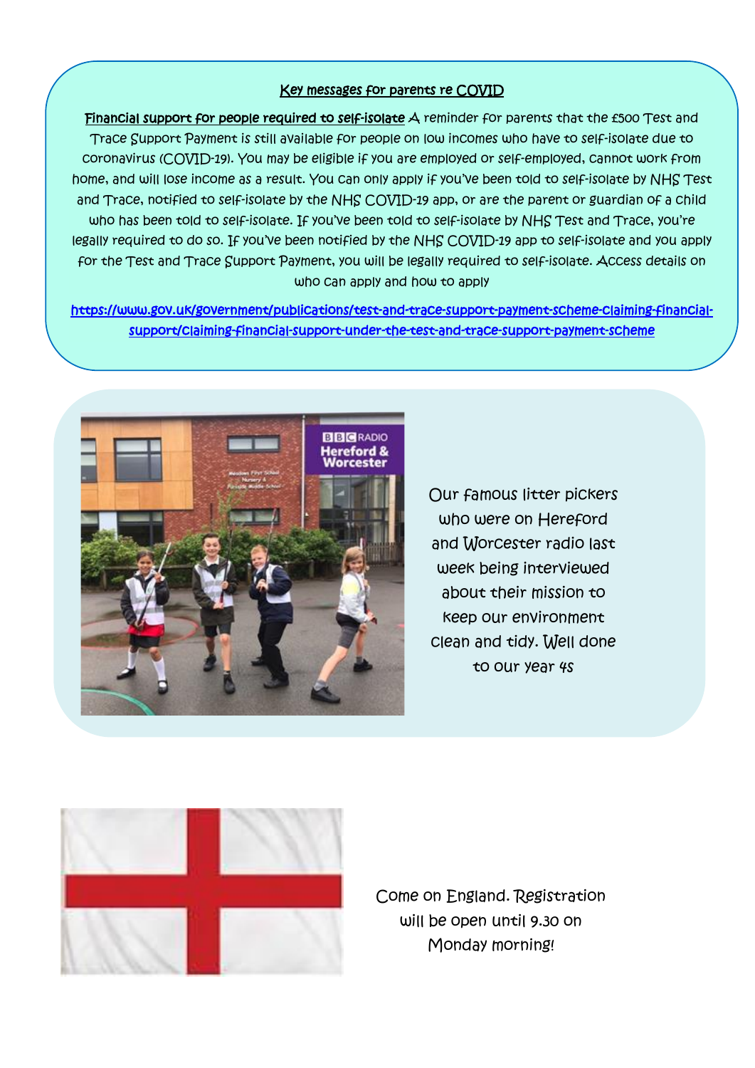## Key messages for parents re COVID

**Financial support for people required to self-isolate** A reminder for parents that the £500 Test and Trace Support Payment is still available for people on low incomes who have to self-isolate due to coronavirus (COVID-19). You may be eligible if you are employed or self-employed, cannot work from home, and will lose income as a result. You can only apply if you've been told to self-isolate by NHS Test and Trace, notified to self-isolate by the NHS COVID-19 app, or are the parent or guardian of a child who has been told to self-isolate. If you've been told to self-isolate by NHS Test and Trace, you're legally required to do so. If you've been notified by the NHS COVID-19 app to self-isolate and you apply for the Test and Trace Support Payment, you will be legally required to self-isolate. Access details on who can apply and how to apply

https://www.gov.uk/government/publications/test-and-trace-support-payment-scheme-claiming-financial-support/claiming-financial-support-under-the-test-and-trace-support-payment-scheme

Our famous litter pickers who were on Hereford and Worcester radio last week being interviewed about their mission to keep our environment clean and tidy. Well done to our year 4s

Come on England. Registration will be open until 9.30 on Monday morning!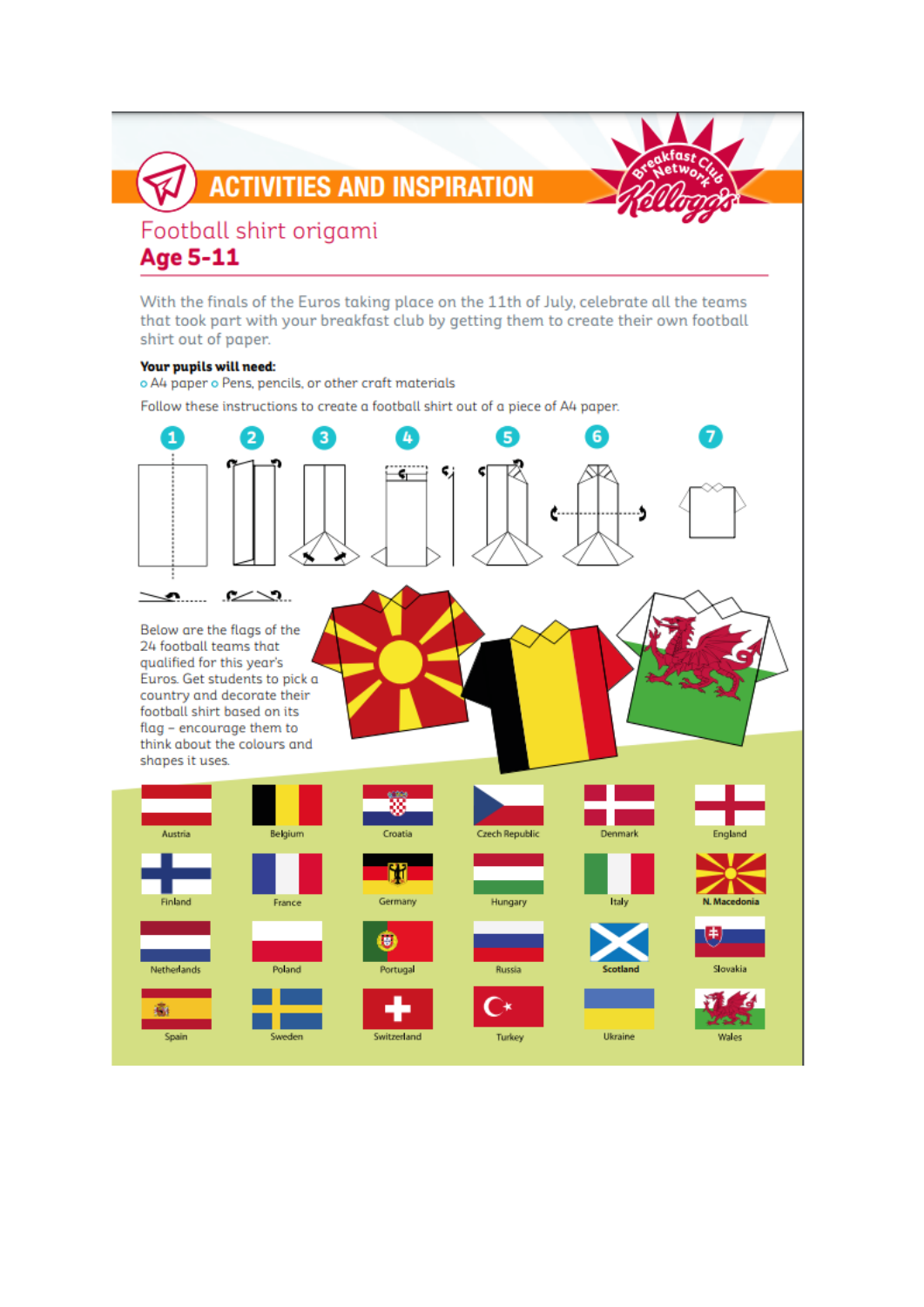# ACTIVITIES AND INSPIRATION

## Football shirt origami

## Age 5-11

With the finals of the Euros taking place on the 11th of July, celebrate all the teams that took part with your breakfast club by getting them to create their own football shirt out of paper.

**Your pupils will need:**

- A4 paper
- Pens, pencils, or other craft materials

Follow these instructions to create a football shirt out of a piece of A4 paper.

1
2
3
4
5
6
7

Below are the flags of the 24 football teams that qualified for this year's Euros. Get students to pick a country and decorate their football shirt based on its flag – encourage them to think about the colours and shapes it uses.

Austria
Belgium
Croatia
Czech Republic
Denmark
England
Finland
France
Germany
Hungary
Italy
N. Macedonia
Netherlands
Poland
Portugal
Russia
Scotland
Slovakia
Spain
Sweden
Switzerland
Turkey
Ukraine
Wales